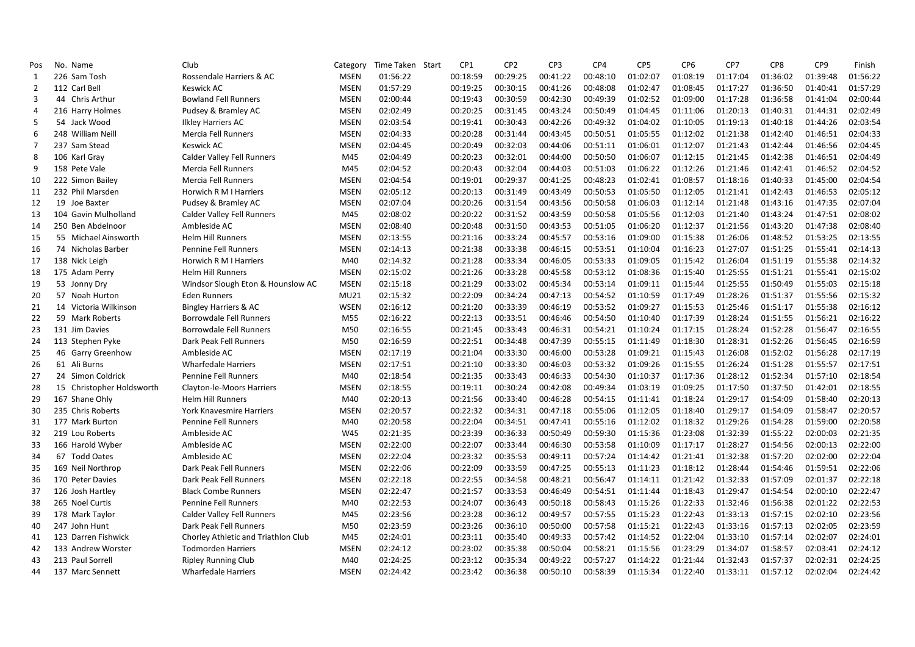| Pos | No. | Name | Club | Category | Time Taken | Start | CP1 | CP2 | CP3 | CP4 | CP5 | CP6 | CP7 | CP8 | CP9 | Finish |
|---|---|---|---|---|---|---|---|---|---|---|---|---|---|---|---|---|
| 1 | 226 | Sam Tosh | Rossendale Harriers & AC | MSEN | 01:56:22 | | 00:18:59 | 00:29:25 | 00:41:22 | 00:48:10 | 01:02:07 | 01:08:19 | 01:17:04 | 01:36:02 | 01:39:48 | 01:56:22 |
| 2 | 112 | Carl Bell | Keswick AC | MSEN | 01:57:29 | | 00:19:25 | 00:30:15 | 00:41:26 | 00:48:08 | 01:02:47 | 01:08:45 | 01:17:27 | 01:36:50 | 01:40:41 | 01:57:29 |
| 3 | 44 | Chris Arthur | Bowland Fell Runners | MSEN | 02:00:44 | | 00:19:43 | 00:30:59 | 00:42:30 | 00:49:39 | 01:02:52 | 01:09:00 | 01:17:28 | 01:36:58 | 01:41:04 | 02:00:44 |
| 4 | 216 | Harry Holmes | Pudsey & Bramley AC | MSEN | 02:02:49 | | 00:20:25 | 00:31:45 | 00:43:24 | 00:50:49 | 01:04:45 | 01:11:06 | 01:20:13 | 01:40:31 | 01:44:31 | 02:02:49 |
| 5 | 54 | Jack Wood | Ilkley Harriers AC | MSEN | 02:03:54 | | 00:19:41 | 00:30:43 | 00:42:26 | 00:49:32 | 01:04:02 | 01:10:05 | 01:19:13 | 01:40:18 | 01:44:26 | 02:03:54 |
| 6 | 248 | William Neill | Mercia Fell Runners | MSEN | 02:04:33 | | 00:20:28 | 00:31:44 | 00:43:45 | 00:50:51 | 01:05:55 | 01:12:02 | 01:21:38 | 01:42:40 | 01:46:51 | 02:04:33 |
| 7 | 237 | Sam Stead | Keswick AC | MSEN | 02:04:45 | | 00:20:49 | 00:32:03 | 00:44:06 | 00:51:11 | 01:06:01 | 01:12:07 | 01:21:43 | 01:42:44 | 01:46:56 | 02:04:45 |
| 8 | 106 | Karl Gray | Calder Valley Fell Runners | M45 | 02:04:49 | | 00:20:23 | 00:32:01 | 00:44:00 | 00:50:50 | 01:06:07 | 01:12:15 | 01:21:45 | 01:42:38 | 01:46:51 | 02:04:49 |
| 9 | 158 | Pete Vale | Mercia Fell Runners | M45 | 02:04:52 | | 00:20:43 | 00:32:04 | 00:44:03 | 00:51:03 | 01:06:22 | 01:12:26 | 01:21:46 | 01:42:41 | 01:46:52 | 02:04:52 |
| 10 | 222 | Simon Bailey | Mercia Fell Runners | MSEN | 02:04:54 | | 00:19:01 | 00:29:37 | 00:41:25 | 00:48:23 | 01:02:41 | 01:08:57 | 01:18:16 | 01:40:33 | 01:45:00 | 02:04:54 |
| 11 | 232 | Phil Marsden | Horwich R M I Harriers | MSEN | 02:05:12 | | 00:20:13 | 00:31:49 | 00:43:49 | 00:50:53 | 01:05:50 | 01:12:05 | 01:21:41 | 01:42:43 | 01:46:53 | 02:05:12 |
| 12 | 19 | Joe Baxter | Pudsey & Bramley AC | MSEN | 02:07:04 | | 00:20:26 | 00:31:54 | 00:43:56 | 00:50:58 | 01:06:03 | 01:12:14 | 01:21:48 | 01:43:16 | 01:47:35 | 02:07:04 |
| 13 | 104 | Gavin Mulholland | Calder Valley Fell Runners | M45 | 02:08:02 | | 00:20:22 | 00:31:52 | 00:43:59 | 00:50:58 | 01:05:56 | 01:12:03 | 01:21:40 | 01:43:24 | 01:47:51 | 02:08:02 |
| 14 | 250 | Ben Abdelnoor | Ambleside AC | MSEN | 02:08:40 | | 00:20:48 | 00:31:50 | 00:43:53 | 00:51:05 | 01:06:20 | 01:12:37 | 01:21:56 | 01:43:20 | 01:47:38 | 02:08:40 |
| 15 | 55 | Michael Ainsworth | Helm Hill Runners | MSEN | 02:13:55 | | 00:21:16 | 00:33:24 | 00:45:57 | 00:53:16 | 01:09:00 | 01:15:38 | 01:26:06 | 01:48:52 | 01:53:25 | 02:13:55 |
| 16 | 74 | Nicholas Barber | Pennine Fell Runners | MSEN | 02:14:13 | | 00:21:38 | 00:33:38 | 00:46:15 | 00:53:51 | 01:10:04 | 01:16:23 | 01:27:07 | 01:51:25 | 01:55:41 | 02:14:13 |
| 17 | 138 | Nick Leigh | Horwich R M I Harriers | M40 | 02:14:32 | | 00:21:28 | 00:33:34 | 00:46:05 | 00:53:33 | 01:09:05 | 01:15:42 | 01:26:04 | 01:51:19 | 01:55:38 | 02:14:32 |
| 18 | 175 | Adam Perry | Helm Hill Runners | MSEN | 02:15:02 | | 00:21:26 | 00:33:28 | 00:45:58 | 00:53:12 | 01:08:36 | 01:15:40 | 01:25:55 | 01:51:21 | 01:55:41 | 02:15:02 |
| 19 | 53 | Jonny Dry | Windsor Slough Eton & Hounslow AC | MSEN | 02:15:18 | | 00:21:29 | 00:33:02 | 00:45:34 | 00:53:14 | 01:09:11 | 01:15:44 | 01:25:55 | 01:50:49 | 01:55:03 | 02:15:18 |
| 20 | 57 | Noah Hurton | Eden Runners | MU21 | 02:15:32 | | 00:22:09 | 00:34:24 | 00:47:13 | 00:54:52 | 01:10:59 | 01:17:49 | 01:28:26 | 01:51:37 | 01:55:56 | 02:15:32 |
| 21 | 14 | Victoria Wilkinson | Bingley Harriers & AC | WSEN | 02:16:12 | | 00:21:20 | 00:33:39 | 00:46:19 | 00:53:52 | 01:09:27 | 01:15:53 | 01:25:46 | 01:51:17 | 01:55:38 | 02:16:12 |
| 22 | 59 | Mark Roberts | Borrowdale Fell Runners | M55 | 02:16:22 | | 00:22:13 | 00:33:51 | 00:46:46 | 00:54:50 | 01:10:40 | 01:17:39 | 01:28:24 | 01:51:55 | 01:56:21 | 02:16:22 |
| 23 | 131 | Jim Davies | Borrowdale Fell Runners | M50 | 02:16:55 | | 00:21:45 | 00:33:43 | 00:46:31 | 00:54:21 | 01:10:24 | 01:17:15 | 01:28:24 | 01:52:28 | 01:56:47 | 02:16:55 |
| 24 | 113 | Stephen Pyke | Dark Peak Fell Runners | M50 | 02:16:59 | | 00:22:51 | 00:34:48 | 00:47:39 | 00:55:15 | 01:11:49 | 01:18:30 | 01:28:31 | 01:52:26 | 01:56:45 | 02:16:59 |
| 25 | 46 | Garry Greenhow | Ambleside AC | MSEN | 02:17:19 | | 00:21:04 | 00:33:30 | 00:46:00 | 00:53:28 | 01:09:21 | 01:15:43 | 01:26:08 | 01:52:02 | 01:56:28 | 02:17:19 |
| 26 | 61 | Ali Burns | Wharfedale Harriers | MSEN | 02:17:51 | | 00:21:10 | 00:33:30 | 00:46:03 | 00:53:32 | 01:09:26 | 01:15:55 | 01:26:24 | 01:51:28 | 01:55:57 | 02:17:51 |
| 27 | 24 | Simon Coldrick | Pennine Fell Runners | M40 | 02:18:54 | | 00:21:35 | 00:33:43 | 00:46:33 | 00:54:30 | 01:10:37 | 01:17:36 | 01:28:12 | 01:52:34 | 01:57:10 | 02:18:54 |
| 28 | 15 | Christopher Holdsworth | Clayton-le-Moors Harriers | MSEN | 02:18:55 | | 00:19:11 | 00:30:24 | 00:42:08 | 00:49:34 | 01:03:19 | 01:09:25 | 01:17:50 | 01:37:50 | 01:42:01 | 02:18:55 |
| 29 | 167 | Shane Ohly | Helm Hill Runners | M40 | 02:20:13 | | 00:21:56 | 00:33:40 | 00:46:28 | 00:54:15 | 01:11:41 | 01:18:24 | 01:29:17 | 01:54:09 | 01:58:40 | 02:20:13 |
| 30 | 235 | Chris Roberts | York Knavesmire Harriers | MSEN | 02:20:57 | | 00:22:32 | 00:34:31 | 00:47:18 | 00:55:06 | 01:12:05 | 01:18:40 | 01:29:17 | 01:54:09 | 01:58:47 | 02:20:57 |
| 31 | 177 | Mark Burton | Pennine Fell Runners | M40 | 02:20:58 | | 00:22:04 | 00:34:51 | 00:47:41 | 00:55:16 | 01:12:02 | 01:18:32 | 01:29:26 | 01:54:28 | 01:59:00 | 02:20:58 |
| 32 | 219 | Lou Roberts | Ambleside AC | W45 | 02:21:35 | | 00:23:39 | 00:36:33 | 00:50:49 | 00:59:30 | 01:15:36 | 01:23:08 | 01:32:39 | 01:55:22 | 02:00:03 | 02:21:35 |
| 33 | 166 | Harold Wyber | Ambleside AC | MSEN | 02:22:00 | | 00:22:07 | 00:33:44 | 00:46:30 | 00:53:58 | 01:10:09 | 01:17:17 | 01:28:27 | 01:54:56 | 02:00:13 | 02:22:00 |
| 34 | 67 | Todd Oates | Ambleside AC | MSEN | 02:22:04 | | 00:23:32 | 00:35:53 | 00:49:11 | 00:57:24 | 01:14:42 | 01:21:41 | 01:32:38 | 01:57:20 | 02:02:00 | 02:22:04 |
| 35 | 169 | Neil Northrop | Dark Peak Fell Runners | MSEN | 02:22:06 | | 00:22:09 | 00:33:59 | 00:47:25 | 00:55:13 | 01:11:23 | 01:18:12 | 01:28:44 | 01:54:46 | 01:59:51 | 02:22:06 |
| 36 | 170 | Peter Davies | Dark Peak Fell Runners | MSEN | 02:22:18 | | 00:22:55 | 00:34:58 | 00:48:21 | 00:56:47 | 01:14:11 | 01:21:42 | 01:32:33 | 01:57:09 | 02:01:37 | 02:22:18 |
| 37 | 126 | Josh Hartley | Black Combe Runners | MSEN | 02:22:47 | | 00:21:57 | 00:33:53 | 00:46:49 | 00:54:51 | 01:11:44 | 01:18:43 | 01:29:47 | 01:54:54 | 02:00:10 | 02:22:47 |
| 38 | 265 | Noel Curtis | Pennine Fell Runners | M40 | 02:22:53 | | 00:24:07 | 00:36:43 | 00:50:18 | 00:58:43 | 01:15:26 | 01:22:33 | 01:32:46 | 01:56:38 | 02:01:22 | 02:22:53 |
| 39 | 178 | Mark Taylor | Calder Valley Fell Runners | M45 | 02:23:56 | | 00:23:28 | 00:36:12 | 00:49:57 | 00:57:55 | 01:15:23 | 01:22:43 | 01:33:13 | 01:57:15 | 02:02:10 | 02:23:56 |
| 40 | 247 | John Hunt | Dark Peak Fell Runners | M50 | 02:23:59 | | 00:23:26 | 00:36:10 | 00:50:00 | 00:57:58 | 01:15:21 | 01:22:43 | 01:33:16 | 01:57:13 | 02:02:05 | 02:23:59 |
| 41 | 123 | Darren Fishwick | Chorley Athletic and Triathlon Club | M45 | 02:24:01 | | 00:23:11 | 00:35:40 | 00:49:33 | 00:57:42 | 01:14:52 | 01:22:04 | 01:33:10 | 01:57:14 | 02:02:07 | 02:24:01 |
| 42 | 133 | Andrew Worster | Todmorden Harriers | MSEN | 02:24:12 | | 00:23:02 | 00:35:38 | 00:50:04 | 00:58:21 | 01:15:56 | 01:23:29 | 01:34:07 | 01:58:57 | 02:03:41 | 02:24:12 |
| 43 | 213 | Paul Sorrell | Ripley Running Club | M40 | 02:24:25 | | 00:23:12 | 00:35:34 | 00:49:22 | 00:57:27 | 01:14:22 | 01:21:44 | 01:32:43 | 01:57:37 | 02:02:31 | 02:24:25 |
| 44 | 137 | Marc Sennett | Wharfedale Harriers | MSEN | 02:24:42 | | 00:23:42 | 00:36:38 | 00:50:10 | 00:58:39 | 01:15:34 | 01:22:40 | 01:33:11 | 01:57:12 | 02:02:04 | 02:24:42 |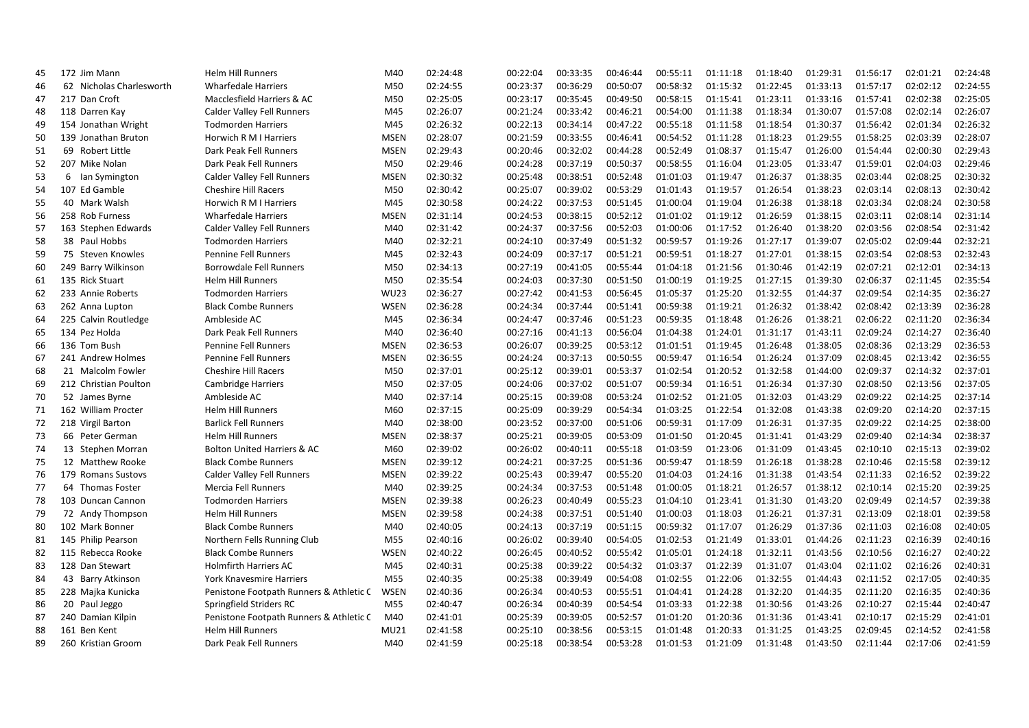| 45 | 172 | Jim Mann | Helm Hill Runners | M40 | 02:24:48 | 00:22:04 | 00:33:35 | 00:46:44 | 00:55:11 | 01:11:18 | 01:18:40 | 01:29:31 | 01:56:17 | 02:01:21 | 02:24:48 |
|---|---|---|---|---|---|---|---|---|---|---|---|---|---|---|---|
| 46 | 62 | Nicholas Charlesworth | Wharfedale Harriers | M50 | 02:24:55 | 00:23:37 | 00:36:29 | 00:50:07 | 00:58:32 | 01:15:32 | 01:22:45 | 01:33:13 | 01:57:17 | 02:02:12 | 02:24:55 |
| 47 | 217 | Dan Croft | Macclesfield Harriers & AC | M50 | 02:25:05 | 00:23:17 | 00:35:45 | 00:49:50 | 00:58:15 | 01:15:41 | 01:23:11 | 01:33:16 | 01:57:41 | 02:02:38 | 02:25:05 |
| 48 | 118 | Darren Kay | Calder Valley Fell Runners | M45 | 02:26:07 | 00:21:24 | 00:33:42 | 00:46:21 | 00:54:00 | 01:11:38 | 01:18:34 | 01:30:07 | 01:57:08 | 02:02:14 | 02:26:07 |
| 49 | 154 | Jonathan Wright | Todmorden Harriers | M45 | 02:26:32 | 00:22:13 | 00:34:14 | 00:47:22 | 00:55:18 | 01:11:58 | 01:18:54 | 01:30:37 | 01:56:42 | 02:01:34 | 02:26:32 |
| 50 | 139 | Jonathan Bruton | Horwich R M I Harriers | MSEN | 02:28:07 | 00:21:59 | 00:33:55 | 00:46:41 | 00:54:52 | 01:11:28 | 01:18:23 | 01:29:55 | 01:58:25 | 02:03:39 | 02:28:07 |
| 51 | 69 | Robert Little | Dark Peak Fell Runners | MSEN | 02:29:43 | 00:20:46 | 00:32:02 | 00:44:28 | 00:52:49 | 01:08:37 | 01:15:47 | 01:26:00 | 01:54:44 | 02:00:30 | 02:29:43 |
| 52 | 207 | Mike Nolan | Dark Peak Fell Runners | M50 | 02:29:46 | 00:24:28 | 00:37:19 | 00:50:37 | 00:58:55 | 01:16:04 | 01:23:05 | 01:33:47 | 01:59:01 | 02:04:03 | 02:29:46 |
| 53 | 6 | Ian Symington | Calder Valley Fell Runners | MSEN | 02:30:32 | 00:25:48 | 00:38:51 | 00:52:48 | 01:01:03 | 01:19:47 | 01:26:37 | 01:38:35 | 02:03:44 | 02:08:25 | 02:30:32 |
| 54 | 107 | Ed Gamble | Cheshire Hill Racers | M50 | 02:30:42 | 00:25:07 | 00:39:02 | 00:53:29 | 01:01:43 | 01:19:57 | 01:26:54 | 01:38:23 | 02:03:14 | 02:08:13 | 02:30:42 |
| 55 | 40 | Mark Walsh | Horwich R M I Harriers | M45 | 02:30:58 | 00:24:22 | 00:37:53 | 00:51:45 | 01:00:04 | 01:19:04 | 01:26:38 | 01:38:18 | 02:03:34 | 02:08:24 | 02:30:58 |
| 56 | 258 | Rob Furness | Wharfedale Harriers | MSEN | 02:31:14 | 00:24:53 | 00:38:15 | 00:52:12 | 01:01:02 | 01:19:12 | 01:26:59 | 01:38:15 | 02:03:11 | 02:08:14 | 02:31:14 |
| 57 | 163 | Stephen Edwards | Calder Valley Fell Runners | M40 | 02:31:42 | 00:24:37 | 00:37:56 | 00:52:03 | 01:00:06 | 01:17:52 | 01:26:40 | 01:38:20 | 02:03:56 | 02:08:54 | 02:31:42 |
| 58 | 38 | Paul Hobbs | Todmorden Harriers | M40 | 02:32:21 | 00:24:10 | 00:37:49 | 00:51:32 | 00:59:57 | 01:19:26 | 01:27:17 | 01:39:07 | 02:05:02 | 02:09:44 | 02:32:21 |
| 59 | 75 | Steven Knowles | Pennine Fell Runners | M45 | 02:32:43 | 00:24:09 | 00:37:17 | 00:51:21 | 00:59:51 | 01:18:27 | 01:27:01 | 01:38:15 | 02:03:54 | 02:08:53 | 02:32:43 |
| 60 | 249 | Barry Wilkinson | Borrowdale Fell Runners | M50 | 02:34:13 | 00:27:19 | 00:41:05 | 00:55:44 | 01:04:18 | 01:21:56 | 01:30:46 | 01:42:19 | 02:07:21 | 02:12:01 | 02:34:13 |
| 61 | 135 | Rick Stuart | Helm Hill Runners | M50 | 02:35:54 | 00:24:03 | 00:37:30 | 00:51:50 | 01:00:19 | 01:19:25 | 01:27:15 | 01:39:30 | 02:06:37 | 02:11:45 | 02:35:54 |
| 62 | 233 | Annie Roberts | Todmorden Harriers | WU23 | 02:36:27 | 00:27:42 | 00:41:53 | 00:56:45 | 01:05:37 | 01:25:20 | 01:32:55 | 01:44:37 | 02:09:54 | 02:14:35 | 02:36:27 |
| 63 | 262 | Anna Lupton | Black Combe Runners | WSEN | 02:36:28 | 00:24:34 | 00:37:44 | 00:51:41 | 00:59:38 | 01:19:21 | 01:26:32 | 01:38:42 | 02:08:42 | 02:13:39 | 02:36:28 |
| 64 | 225 | Calvin Routledge | Ambleside AC | M45 | 02:36:34 | 00:24:47 | 00:37:46 | 00:51:23 | 00:59:35 | 01:18:48 | 01:26:26 | 01:38:21 | 02:06:22 | 02:11:20 | 02:36:34 |
| 65 | 134 | Pez Holda | Dark Peak Fell Runners | M40 | 02:36:40 | 00:27:16 | 00:41:13 | 00:56:04 | 01:04:38 | 01:24:01 | 01:31:17 | 01:43:11 | 02:09:24 | 02:14:27 | 02:36:40 |
| 66 | 136 | Tom Bush | Pennine Fell Runners | MSEN | 02:36:53 | 00:26:07 | 00:39:25 | 00:53:12 | 01:01:51 | 01:19:45 | 01:26:48 | 01:38:05 | 02:08:36 | 02:13:29 | 02:36:53 |
| 67 | 241 | Andrew Holmes | Pennine Fell Runners | MSEN | 02:36:55 | 00:24:24 | 00:37:13 | 00:50:55 | 00:59:47 | 01:16:54 | 01:26:24 | 01:37:09 | 02:08:45 | 02:13:42 | 02:36:55 |
| 68 | 21 | Malcolm Fowler | Cheshire Hill Racers | M50 | 02:37:01 | 00:25:12 | 00:39:01 | 00:53:37 | 01:02:54 | 01:20:52 | 01:32:58 | 01:44:00 | 02:09:37 | 02:14:32 | 02:37:01 |
| 69 | 212 | Christian Poulton | Cambridge Harriers | M50 | 02:37:05 | 00:24:06 | 00:37:02 | 00:51:07 | 00:59:34 | 01:16:51 | 01:26:34 | 01:37:30 | 02:08:50 | 02:13:56 | 02:37:05 |
| 70 | 52 | James Byrne | Ambleside AC | M40 | 02:37:14 | 00:25:15 | 00:39:08 | 00:53:24 | 01:02:52 | 01:21:05 | 01:32:03 | 01:43:29 | 02:09:22 | 02:14:25 | 02:37:14 |
| 71 | 162 | William Procter | Helm Hill Runners | M60 | 02:37:15 | 00:25:09 | 00:39:29 | 00:54:34 | 01:03:25 | 01:22:54 | 01:32:08 | 01:43:38 | 02:09:20 | 02:14:20 | 02:37:15 |
| 72 | 218 | Virgil Barton | Barlick Fell Runners | M40 | 02:38:00 | 00:23:52 | 00:37:00 | 00:51:06 | 00:59:31 | 01:17:09 | 01:26:31 | 01:37:35 | 02:09:22 | 02:14:25 | 02:38:00 |
| 73 | 66 | Peter German | Helm Hill Runners | MSEN | 02:38:37 | 00:25:21 | 00:39:05 | 00:53:09 | 01:01:50 | 01:20:45 | 01:31:41 | 01:43:29 | 02:09:40 | 02:14:34 | 02:38:37 |
| 74 | 13 | Stephen Morran | Bolton United Harriers & AC | M60 | 02:39:02 | 00:26:02 | 00:40:11 | 00:55:18 | 01:03:59 | 01:23:06 | 01:31:09 | 01:43:45 | 02:10:10 | 02:15:13 | 02:39:02 |
| 75 | 12 | Matthew Rooke | Black Combe Runners | MSEN | 02:39:12 | 00:24:21 | 00:37:25 | 00:51:36 | 00:59:47 | 01:18:59 | 01:26:18 | 01:38:28 | 02:10:46 | 02:15:58 | 02:39:12 |
| 76 | 179 | Romans Sustovs | Calder Valley Fell Runners | MSEN | 02:39:22 | 00:25:43 | 00:39:47 | 00:55:20 | 01:04:03 | 01:24:16 | 01:31:38 | 01:43:54 | 02:11:33 | 02:16:52 | 02:39:22 |
| 77 | 64 | Thomas Foster | Mercia Fell Runners | M40 | 02:39:25 | 00:24:34 | 00:37:53 | 00:51:48 | 01:00:05 | 01:18:21 | 01:26:57 | 01:38:12 | 02:10:14 | 02:15:20 | 02:39:25 |
| 78 | 103 | Duncan Cannon | Todmorden Harriers | MSEN | 02:39:38 | 00:26:23 | 00:40:49 | 00:55:23 | 01:04:10 | 01:23:41 | 01:31:30 | 01:43:20 | 02:09:49 | 02:14:57 | 02:39:38 |
| 79 | 72 | Andy Thompson | Helm Hill Runners | MSEN | 02:39:58 | 00:24:38 | 00:37:51 | 00:51:40 | 01:00:03 | 01:18:03 | 01:26:21 | 01:37:31 | 02:13:09 | 02:18:01 | 02:39:58 |
| 80 | 102 | Mark Bonner | Black Combe Runners | M40 | 02:40:05 | 00:24:13 | 00:37:19 | 00:51:15 | 00:59:32 | 01:17:07 | 01:26:29 | 01:37:36 | 02:11:03 | 02:16:08 | 02:40:05 |
| 81 | 145 | Philip Pearson | Northern Fells Running Club | M55 | 02:40:16 | 00:26:02 | 00:39:40 | 00:54:05 | 01:02:53 | 01:21:49 | 01:33:01 | 01:44:26 | 02:11:23 | 02:16:39 | 02:40:16 |
| 82 | 115 | Rebecca Rooke | Black Combe Runners | WSEN | 02:40:22 | 00:26:45 | 00:40:52 | 00:55:42 | 01:05:01 | 01:24:18 | 01:32:11 | 01:43:56 | 02:10:56 | 02:16:27 | 02:40:22 |
| 83 | 128 | Dan Stewart | Holmfirth Harriers AC | M45 | 02:40:31 | 00:25:38 | 00:39:22 | 00:54:32 | 01:03:37 | 01:22:39 | 01:31:07 | 01:43:04 | 02:11:02 | 02:16:26 | 02:40:31 |
| 84 | 43 | Barry Atkinson | York Knavesmire Harriers | M55 | 02:40:35 | 00:25:38 | 00:39:49 | 00:54:08 | 01:02:55 | 01:22:06 | 01:32:55 | 01:44:43 | 02:11:52 | 02:17:05 | 02:40:35 |
| 85 | 228 | Majka Kunicka | Penistone Footpath Runners & Athletic C | WSEN | 02:40:36 | 00:26:34 | 00:40:53 | 00:55:51 | 01:04:41 | 01:24:28 | 01:32:20 | 01:44:35 | 02:11:20 | 02:16:35 | 02:40:36 |
| 86 | 20 | Paul Jeggo | Springfield Striders RC | M55 | 02:40:47 | 00:26:34 | 00:40:39 | 00:54:54 | 01:03:33 | 01:22:38 | 01:30:56 | 01:43:26 | 02:10:27 | 02:15:44 | 02:40:47 |
| 87 | 240 | Damian Kilpin | Penistone Footpath Runners & Athletic C | M40 | 02:41:01 | 00:25:39 | 00:39:05 | 00:52:57 | 01:01:20 | 01:20:36 | 01:31:36 | 01:43:41 | 02:10:17 | 02:15:29 | 02:41:01 |
| 88 | 161 | Ben Kent | Helm Hill Runners | MU21 | 02:41:58 | 00:25:10 | 00:38:56 | 00:53:15 | 01:01:48 | 01:20:33 | 01:31:25 | 01:43:25 | 02:09:45 | 02:14:52 | 02:41:58 |
| 89 | 260 | Kristian Groom | Dark Peak Fell Runners | M40 | 02:41:59 | 00:25:18 | 00:38:54 | 00:53:28 | 01:01:53 | 01:21:09 | 01:31:48 | 01:43:50 | 02:11:44 | 02:17:06 | 02:41:59 |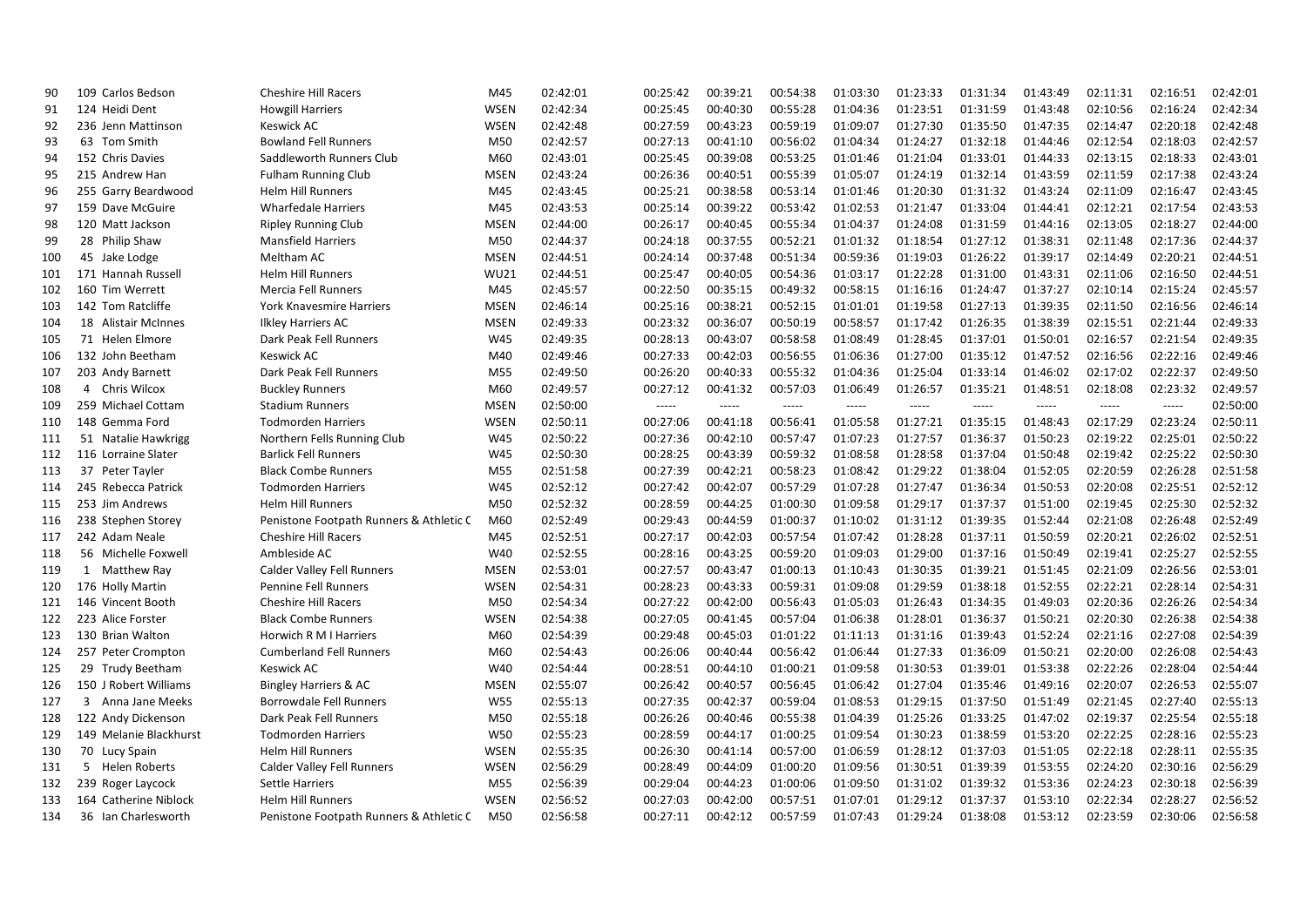| | | | | | | | | | | | | | | | |
|---|---|---|---|---|---|---|---|---|---|---|---|---|---|---|---|
| 90 | 109 | Carlos Bedson | Cheshire Hill Racers | M45 | 02:42:01 | 00:25:42 | 00:39:21 | 00:54:38 | 01:03:30 | 01:23:33 | 01:31:34 | 01:43:49 | 02:11:31 | 02:16:51 | 02:42:01 |
| 91 | 124 | Heidi Dent | Howgill Harriers | WSEN | 02:42:34 | 00:25:45 | 00:40:30 | 00:55:28 | 01:04:36 | 01:23:51 | 01:31:59 | 01:43:48 | 02:10:56 | 02:16:24 | 02:42:34 |
| 92 | 236 | Jenn Mattinson | Keswick AC | WSEN | 02:42:48 | 00:27:59 | 00:43:23 | 00:59:19 | 01:09:07 | 01:27:30 | 01:35:50 | 01:47:35 | 02:14:47 | 02:20:18 | 02:42:48 |
| 93 | 63 | Tom Smith | Bowland Fell Runners | M50 | 02:42:57 | 00:27:13 | 00:41:10 | 00:56:02 | 01:04:34 | 01:24:27 | 01:32:18 | 01:44:46 | 02:12:54 | 02:18:03 | 02:42:57 |
| 94 | 152 | Chris Davies | Saddleworth Runners Club | M60 | 02:43:01 | 00:25:45 | 00:39:08 | 00:53:25 | 01:01:46 | 01:21:04 | 01:33:01 | 01:44:33 | 02:13:15 | 02:18:33 | 02:43:01 |
| 95 | 215 | Andrew Han | Fulham Running Club | MSEN | 02:43:24 | 00:26:36 | 00:40:51 | 00:55:39 | 01:05:07 | 01:24:19 | 01:32:14 | 01:43:59 | 02:11:59 | 02:17:38 | 02:43:24 |
| 96 | 255 | Garry Beardwood | Helm Hill Runners | M45 | 02:43:45 | 00:25:21 | 00:38:58 | 00:53:14 | 01:01:46 | 01:20:30 | 01:31:32 | 01:43:24 | 02:11:09 | 02:16:47 | 02:43:45 |
| 97 | 159 | Dave McGuire | Wharfedale Harriers | M45 | 02:43:53 | 00:25:14 | 00:39:22 | 00:53:42 | 01:02:53 | 01:21:47 | 01:33:04 | 01:44:41 | 02:12:21 | 02:17:54 | 02:43:53 |
| 98 | 120 | Matt Jackson | Ripley Running Club | MSEN | 02:44:00 | 00:26:17 | 00:40:45 | 00:55:34 | 01:04:37 | 01:24:08 | 01:31:59 | 01:44:16 | 02:13:05 | 02:18:27 | 02:44:00 |
| 99 | 28 | Philip Shaw | Mansfield Harriers | M50 | 02:44:37 | 00:24:18 | 00:37:55 | 00:52:21 | 01:01:32 | 01:18:54 | 01:27:12 | 01:38:31 | 02:11:48 | 02:17:36 | 02:44:37 |
| 100 | 45 | Jake Lodge | Meltham AC | MSEN | 02:44:51 | 00:24:14 | 00:37:48 | 00:51:34 | 00:59:36 | 01:19:03 | 01:26:22 | 01:39:17 | 02:14:49 | 02:20:21 | 02:44:51 |
| 101 | 171 | Hannah Russell | Helm Hill Runners | WU21 | 02:44:51 | 00:25:47 | 00:40:05 | 00:54:36 | 01:03:17 | 01:22:28 | 01:31:00 | 01:43:31 | 02:11:06 | 02:16:50 | 02:44:51 |
| 102 | 160 | Tim Werrett | Mercia Fell Runners | M45 | 02:45:57 | 00:22:50 | 00:35:15 | 00:49:32 | 00:58:15 | 01:16:16 | 01:24:47 | 01:37:27 | 02:10:14 | 02:15:24 | 02:45:57 |
| 103 | 142 | Tom Ratcliffe | York Knavesmire Harriers | MSEN | 02:46:14 | 00:25:16 | 00:38:21 | 00:52:15 | 01:01:01 | 01:19:58 | 01:27:13 | 01:39:35 | 02:11:50 | 02:16:56 | 02:46:14 |
| 104 | 18 | Alistair McInnes | Ilkley Harriers AC | MSEN | 02:49:33 | 00:23:32 | 00:36:07 | 00:50:19 | 00:58:57 | 01:17:42 | 01:26:35 | 01:38:39 | 02:15:51 | 02:21:44 | 02:49:33 |
| 105 | 71 | Helen Elmore | Dark Peak Fell Runners | W45 | 02:49:35 | 00:28:13 | 00:43:07 | 00:58:58 | 01:08:49 | 01:28:45 | 01:37:01 | 01:50:01 | 02:16:57 | 02:21:54 | 02:49:35 |
| 106 | 132 | John Beetham | Keswick AC | M40 | 02:49:46 | 00:27:33 | 00:42:03 | 00:56:55 | 01:06:36 | 01:27:00 | 01:35:12 | 01:47:52 | 02:16:56 | 02:22:16 | 02:49:46 |
| 107 | 203 | Andy Barnett | Dark Peak Fell Runners | M55 | 02:49:50 | 00:26:20 | 00:40:33 | 00:55:32 | 01:04:36 | 01:25:04 | 01:33:14 | 01:46:02 | 02:17:02 | 02:22:37 | 02:49:50 |
| 108 | 4 | Chris Wilcox | Buckley Runners | M60 | 02:49:57 | 00:27:12 | 00:41:32 | 00:57:03 | 01:06:49 | 01:26:57 | 01:35:21 | 01:48:51 | 02:18:08 | 02:23:32 | 02:49:57 |
| 109 | 259 | Michael Cottam | Stadium Runners | MSEN | 02:50:00 | ----- | ----- | ----- | ----- | ----- | ----- | ----- | ----- | ----- | 02:50:00 |
| 110 | 148 | Gemma Ford | Todmorden Harriers | WSEN | 02:50:11 | 00:27:06 | 00:41:18 | 00:56:41 | 01:05:58 | 01:27:21 | 01:35:15 | 01:48:43 | 02:17:29 | 02:23:24 | 02:50:11 |
| 111 | 51 | Natalie Hawkrigg | Northern Fells Running Club | W45 | 02:50:22 | 00:27:36 | 00:42:10 | 00:57:47 | 01:07:23 | 01:27:57 | 01:36:37 | 01:50:23 | 02:19:22 | 02:25:01 | 02:50:22 |
| 112 | 116 | Lorraine Slater | Barlick Fell Runners | W45 | 02:50:30 | 00:28:25 | 00:43:39 | 00:59:32 | 01:08:58 | 01:28:58 | 01:37:04 | 01:50:48 | 02:19:42 | 02:25:22 | 02:50:30 |
| 113 | 37 | Peter Tayler | Black Combe Runners | M55 | 02:51:58 | 00:27:39 | 00:42:21 | 00:58:23 | 01:08:42 | 01:29:22 | 01:38:04 | 01:52:05 | 02:20:59 | 02:26:28 | 02:51:58 |
| 114 | 245 | Rebecca Patrick | Todmorden Harriers | W45 | 02:52:12 | 00:27:42 | 00:42:07 | 00:57:29 | 01:07:28 | 01:27:47 | 01:36:34 | 01:50:53 | 02:20:08 | 02:25:51 | 02:52:12 |
| 115 | 253 | Jim Andrews | Helm Hill Runners | M50 | 02:52:32 | 00:28:59 | 00:44:25 | 01:00:30 | 01:09:58 | 01:29:17 | 01:37:37 | 01:51:00 | 02:19:45 | 02:25:30 | 02:52:32 |
| 116 | 238 | Stephen Storey | Penistone Footpath Runners & Athletic C | M60 | 02:52:49 | 00:29:43 | 00:44:59 | 01:00:37 | 01:10:02 | 01:31:12 | 01:39:35 | 01:52:44 | 02:21:08 | 02:26:48 | 02:52:49 |
| 117 | 242 | Adam Neale | Cheshire Hill Racers | M45 | 02:52:51 | 00:27:17 | 00:42:03 | 00:57:54 | 01:07:42 | 01:28:28 | 01:37:11 | 01:50:59 | 02:20:21 | 02:26:02 | 02:52:51 |
| 118 | 56 | Michelle Foxwell | Ambleside AC | W40 | 02:52:55 | 00:28:16 | 00:43:25 | 00:59:20 | 01:09:03 | 01:29:00 | 01:37:16 | 01:50:49 | 02:19:41 | 02:25:27 | 02:52:55 |
| 119 | 1 | Matthew Ray | Calder Valley Fell Runners | MSEN | 02:53:01 | 00:27:57 | 00:43:47 | 01:00:13 | 01:10:43 | 01:30:35 | 01:39:21 | 01:51:45 | 02:21:09 | 02:26:56 | 02:53:01 |
| 120 | 176 | Holly Martin | Pennine Fell Runners | WSEN | 02:54:31 | 00:28:23 | 00:43:33 | 00:59:31 | 01:09:08 | 01:29:59 | 01:38:18 | 01:52:55 | 02:22:21 | 02:28:14 | 02:54:31 |
| 121 | 146 | Vincent Booth | Cheshire Hill Racers | M50 | 02:54:34 | 00:27:22 | 00:42:00 | 00:56:43 | 01:05:03 | 01:26:43 | 01:34:35 | 01:49:03 | 02:20:36 | 02:26:26 | 02:54:34 |
| 122 | 223 | Alice Forster | Black Combe Runners | WSEN | 02:54:38 | 00:27:05 | 00:41:45 | 00:57:04 | 01:06:38 | 01:28:01 | 01:36:37 | 01:50:21 | 02:20:30 | 02:26:38 | 02:54:38 |
| 123 | 130 | Brian Walton | Horwich R M I Harriers | M60 | 02:54:39 | 00:29:48 | 00:45:03 | 01:01:22 | 01:11:13 | 01:31:16 | 01:39:43 | 01:52:24 | 02:21:16 | 02:27:08 | 02:54:39 |
| 124 | 257 | Peter Crompton | Cumberland Fell Runners | M60 | 02:54:43 | 00:26:06 | 00:40:44 | 00:56:42 | 01:06:44 | 01:27:33 | 01:36:09 | 01:50:21 | 02:20:00 | 02:26:08 | 02:54:43 |
| 125 | 29 | Trudy Beetham | Keswick AC | W40 | 02:54:44 | 00:28:51 | 00:44:10 | 01:00:21 | 01:09:58 | 01:30:53 | 01:39:01 | 01:53:38 | 02:22:26 | 02:28:04 | 02:54:44 |
| 126 | 150 | J Robert Williams | Bingley Harriers & AC | MSEN | 02:55:07 | 00:26:42 | 00:40:57 | 00:56:45 | 01:06:42 | 01:27:04 | 01:35:46 | 01:49:16 | 02:20:07 | 02:26:53 | 02:55:07 |
| 127 | 3 | Anna Jane Meeks | Borrowdale Fell Runners | W55 | 02:55:13 | 00:27:35 | 00:42:37 | 00:59:04 | 01:08:53 | 01:29:15 | 01:37:50 | 01:51:49 | 02:21:45 | 02:27:40 | 02:55:13 |
| 128 | 122 | Andy Dickenson | Dark Peak Fell Runners | M50 | 02:55:18 | 00:26:26 | 00:40:46 | 00:55:38 | 01:04:39 | 01:25:26 | 01:33:25 | 01:47:02 | 02:19:37 | 02:25:54 | 02:55:18 |
| 129 | 149 | Melanie Blackhurst | Todmorden Harriers | W50 | 02:55:23 | 00:28:59 | 00:44:17 | 01:00:25 | 01:09:54 | 01:30:23 | 01:38:59 | 01:53:20 | 02:22:25 | 02:28:16 | 02:55:23 |
| 130 | 70 | Lucy Spain | Helm Hill Runners | WSEN | 02:55:35 | 00:26:30 | 00:41:14 | 00:57:00 | 01:06:59 | 01:28:12 | 01:37:03 | 01:51:05 | 02:22:18 | 02:28:11 | 02:55:35 |
| 131 | 5 | Helen Roberts | Calder Valley Fell Runners | WSEN | 02:56:29 | 00:28:49 | 00:44:09 | 01:00:20 | 01:09:56 | 01:30:51 | 01:39:39 | 01:53:55 | 02:24:20 | 02:30:16 | 02:56:29 |
| 132 | 239 | Roger Laycock | Settle Harriers | M55 | 02:56:39 | 00:29:04 | 00:44:23 | 01:00:06 | 01:09:50 | 01:31:02 | 01:39:32 | 01:53:36 | 02:24:23 | 02:30:18 | 02:56:39 |
| 133 | 164 | Catherine Niblock | Helm Hill Runners | WSEN | 02:56:52 | 00:27:03 | 00:42:00 | 00:57:51 | 01:07:01 | 01:29:12 | 01:37:37 | 01:53:10 | 02:22:34 | 02:28:27 | 02:56:52 |
| 134 | 36 | Ian Charlesworth | Penistone Footpath Runners & Athletic C | M50 | 02:56:58 | 00:27:11 | 00:42:12 | 00:57:59 | 01:07:43 | 01:29:24 | 01:38:08 | 01:53:12 | 02:23:59 | 02:30:06 | 02:56:58 |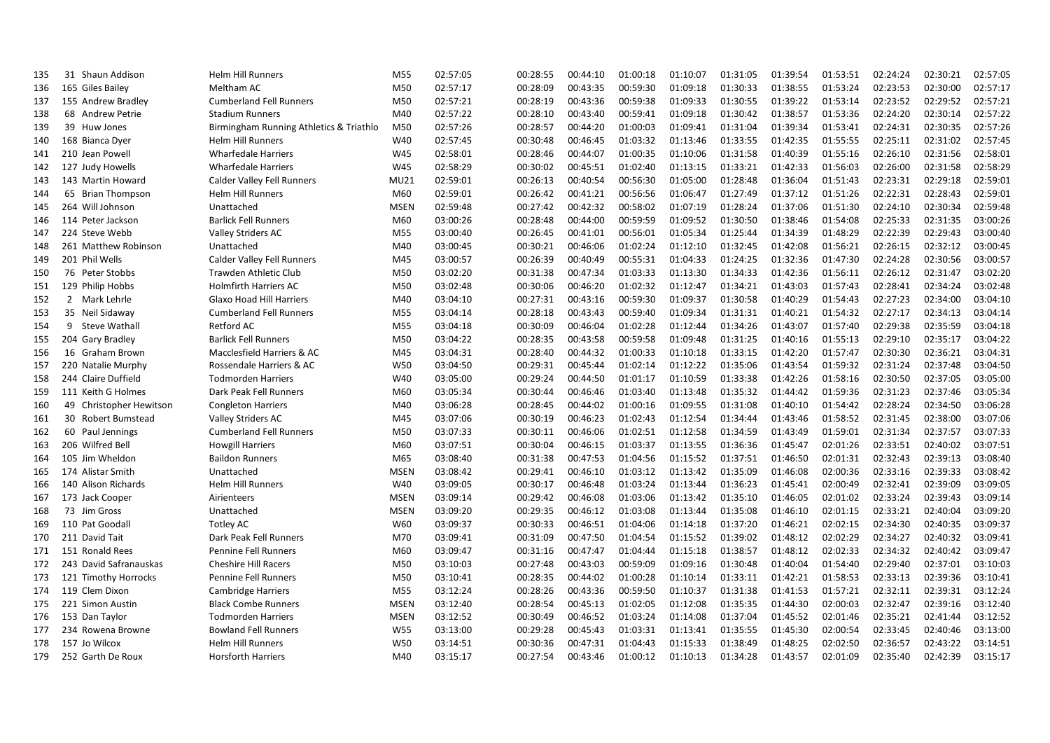| | | | | | | | | | | | | | | | | |
|---|---|---|---|---|---|---|---|---|---|---|---|---|---|---|---|---|
| 135 | 31 | Shaun Addison | Helm Hill Runners | M55 | 02:57:05 | 00:28:55 | 00:44:10 | 01:00:18 | 01:10:07 | 01:31:05 | 01:39:54 | 01:53:51 | 02:24:24 | 02:30:21 | 02:57:05 |
| 136 | 165 | Giles Bailey | Meltham AC | M50 | 02:57:17 | 00:28:09 | 00:43:35 | 00:59:30 | 01:09:18 | 01:30:33 | 01:38:55 | 01:53:24 | 02:23:53 | 02:30:00 | 02:57:17 |
| 137 | 155 | Andrew Bradley | Cumberland Fell Runners | M50 | 02:57:21 | 00:28:19 | 00:43:36 | 00:59:38 | 01:09:33 | 01:30:55 | 01:39:22 | 01:53:14 | 02:23:52 | 02:29:52 | 02:57:21 |
| 138 | 68 | Andrew Petrie | Stadium Runners | M40 | 02:57:22 | 00:28:10 | 00:43:40 | 00:59:41 | 01:09:18 | 01:30:42 | 01:38:57 | 01:53:36 | 02:24:20 | 02:30:14 | 02:57:22 |
| 139 | 39 | Huw Jones | Birmingham Running Athletics & Triathlo | M50 | 02:57:26 | 00:28:57 | 00:44:20 | 01:00:03 | 01:09:41 | 01:31:04 | 01:39:34 | 01:53:41 | 02:24:31 | 02:30:35 | 02:57:26 |
| 140 | 168 | Bianca Dyer | Helm Hill Runners | W40 | 02:57:45 | 00:30:48 | 00:46:45 | 01:03:32 | 01:13:46 | 01:33:55 | 01:42:35 | 01:55:55 | 02:25:11 | 02:31:02 | 02:57:45 |
| 141 | 210 | Jean Powell | Wharfedale Harriers | W45 | 02:58:01 | 00:28:46 | 00:44:07 | 01:00:35 | 01:10:06 | 01:31:58 | 01:40:39 | 01:55:16 | 02:26:10 | 02:31:56 | 02:58:01 |
| 142 | 127 | Judy Howells | Wharfedale Harriers | W45 | 02:58:29 | 00:30:02 | 00:45:51 | 01:02:40 | 01:13:15 | 01:33:21 | 01:42:33 | 01:56:03 | 02:26:00 | 02:31:58 | 02:58:29 |
| 143 | 143 | Martin Howard | Calder Valley Fell Runners | MU21 | 02:59:01 | 00:26:13 | 00:40:54 | 00:56:30 | 01:05:00 | 01:28:48 | 01:36:04 | 01:51:43 | 02:23:31 | 02:29:18 | 02:59:01 |
| 144 | 65 | Brian Thompson | Helm Hill Runners | M60 | 02:59:01 | 00:26:42 | 00:41:21 | 00:56:56 | 01:06:47 | 01:27:49 | 01:37:12 | 01:51:26 | 02:22:31 | 02:28:43 | 02:59:01 |
| 145 | 264 | Will Johnson | Unattached | MSEN | 02:59:48 | 00:27:42 | 00:42:32 | 00:58:02 | 01:07:19 | 01:28:24 | 01:37:06 | 01:51:30 | 02:24:10 | 02:30:34 | 02:59:48 |
| 146 | 114 | Peter Jackson | Barlick Fell Runners | M60 | 03:00:26 | 00:28:48 | 00:44:00 | 00:59:59 | 01:09:52 | 01:30:50 | 01:38:46 | 01:54:08 | 02:25:33 | 02:31:35 | 03:00:26 |
| 147 | 224 | Steve Webb | Valley Striders AC | M55 | 03:00:40 | 00:26:45 | 00:41:01 | 00:56:01 | 01:05:34 | 01:25:44 | 01:34:39 | 01:48:29 | 02:22:39 | 02:29:43 | 03:00:40 |
| 148 | 261 | Matthew Robinson | Unattached | M40 | 03:00:45 | 00:30:21 | 00:46:06 | 01:02:24 | 01:12:10 | 01:32:45 | 01:42:08 | 01:56:21 | 02:26:15 | 02:32:12 | 03:00:45 |
| 149 | 201 | Phil Wells | Calder Valley Fell Runners | M45 | 03:00:57 | 00:26:39 | 00:40:49 | 00:55:31 | 01:04:33 | 01:24:25 | 01:32:36 | 01:47:30 | 02:24:28 | 02:30:56 | 03:00:57 |
| 150 | 76 | Peter Stobbs | Trawden Athletic Club | M50 | 03:02:20 | 00:31:38 | 00:47:34 | 01:03:33 | 01:13:30 | 01:34:33 | 01:42:36 | 01:56:11 | 02:26:12 | 02:31:47 | 03:02:20 |
| 151 | 129 | Philip Hobbs | Holmfirth Harriers AC | M50 | 03:02:48 | 00:30:06 | 00:46:20 | 01:02:32 | 01:12:47 | 01:34:21 | 01:43:03 | 01:57:43 | 02:28:41 | 02:34:24 | 03:02:48 |
| 152 | 2 | Mark Lehrle | Glaxo Hoad Hill Harriers | M40 | 03:04:10 | 00:27:31 | 00:43:16 | 00:59:30 | 01:09:37 | 01:30:58 | 01:40:29 | 01:54:43 | 02:27:23 | 02:34:00 | 03:04:10 |
| 153 | 35 | Neil Sidaway | Cumberland Fell Runners | M55 | 03:04:14 | 00:28:18 | 00:43:43 | 00:59:40 | 01:09:34 | 01:31:31 | 01:40:21 | 01:54:32 | 02:27:17 | 02:34:13 | 03:04:14 |
| 154 | 9 | Steve Wathall | Retford AC | M55 | 03:04:18 | 00:30:09 | 00:46:04 | 01:02:28 | 01:12:44 | 01:34:26 | 01:43:07 | 01:57:40 | 02:29:38 | 02:35:59 | 03:04:18 |
| 155 | 204 | Gary Bradley | Barlick Fell Runners | M50 | 03:04:22 | 00:28:35 | 00:43:58 | 00:59:58 | 01:09:48 | 01:31:25 | 01:40:16 | 01:55:13 | 02:29:10 | 02:35:17 | 03:04:22 |
| 156 | 16 | Graham Brown | Macclesfield Harriers & AC | M45 | 03:04:31 | 00:28:40 | 00:44:32 | 01:00:33 | 01:10:18 | 01:33:15 | 01:42:20 | 01:57:47 | 02:30:30 | 02:36:21 | 03:04:31 |
| 157 | 220 | Natalie Murphy | Rossendale Harriers & AC | W50 | 03:04:50 | 00:29:31 | 00:45:44 | 01:02:14 | 01:12:22 | 01:35:06 | 01:43:54 | 01:59:32 | 02:31:24 | 02:37:48 | 03:04:50 |
| 158 | 244 | Claire Duffield | Todmorden Harriers | W40 | 03:05:00 | 00:29:24 | 00:44:50 | 01:01:17 | 01:10:59 | 01:33:38 | 01:42:26 | 01:58:16 | 02:30:50 | 02:37:05 | 03:05:00 |
| 159 | 111 | Keith G Holmes | Dark Peak Fell Runners | M60 | 03:05:34 | 00:30:44 | 00:46:46 | 01:03:40 | 01:13:48 | 01:35:32 | 01:44:42 | 01:59:36 | 02:31:23 | 02:37:46 | 03:05:34 |
| 160 | 49 | Christopher Hewitson | Congleton Harriers | M40 | 03:06:28 | 00:28:45 | 00:44:02 | 01:00:16 | 01:09:55 | 01:31:08 | 01:40:10 | 01:54:42 | 02:28:24 | 02:34:50 | 03:06:28 |
| 161 | 30 | Robert Bumstead | Valley Striders AC | M45 | 03:07:06 | 00:30:19 | 00:46:23 | 01:02:43 | 01:12:54 | 01:34:44 | 01:43:46 | 01:58:52 | 02:31:45 | 02:38:00 | 03:07:06 |
| 162 | 60 | Paul Jennings | Cumberland Fell Runners | M50 | 03:07:33 | 00:30:11 | 00:46:06 | 01:02:51 | 01:12:58 | 01:34:59 | 01:43:49 | 01:59:01 | 02:31:34 | 02:37:57 | 03:07:33 |
| 163 | 206 | Wilfred Bell | Howgill Harriers | M60 | 03:07:51 | 00:30:04 | 00:46:15 | 01:03:37 | 01:13:55 | 01:36:36 | 01:45:47 | 02:01:26 | 02:33:51 | 02:40:02 | 03:07:51 |
| 164 | 105 | Jim Wheldon | Baildon Runners | M65 | 03:08:40 | 00:31:38 | 00:47:53 | 01:04:56 | 01:15:52 | 01:37:51 | 01:46:50 | 02:01:31 | 02:32:43 | 02:39:13 | 03:08:40 |
| 165 | 174 | Alistar Smith | Unattached | MSEN | 03:08:42 | 00:29:41 | 00:46:10 | 01:03:12 | 01:13:42 | 01:35:09 | 01:46:08 | 02:00:36 | 02:33:16 | 02:39:33 | 03:08:42 |
| 166 | 140 | Alison Richards | Helm Hill Runners | W40 | 03:09:05 | 00:30:17 | 00:46:48 | 01:03:24 | 01:13:44 | 01:36:23 | 01:45:41 | 02:00:49 | 02:32:41 | 02:39:09 | 03:09:05 |
| 167 | 173 | Jack Cooper | Airienteers | MSEN | 03:09:14 | 00:29:42 | 00:46:08 | 01:03:06 | 01:13:42 | 01:35:10 | 01:46:05 | 02:01:02 | 02:33:24 | 02:39:43 | 03:09:14 |
| 168 | 73 | Jim Gross | Unattached | MSEN | 03:09:20 | 00:29:35 | 00:46:12 | 01:03:08 | 01:13:44 | 01:35:08 | 01:46:10 | 02:01:15 | 02:33:21 | 02:40:04 | 03:09:20 |
| 169 | 110 | Pat Goodall | Totley AC | W60 | 03:09:37 | 00:30:33 | 00:46:51 | 01:04:06 | 01:14:18 | 01:37:20 | 01:46:21 | 02:02:15 | 02:34:30 | 02:40:35 | 03:09:37 |
| 170 | 211 | David Tait | Dark Peak Fell Runners | M70 | 03:09:41 | 00:31:09 | 00:47:50 | 01:04:54 | 01:15:52 | 01:39:02 | 01:48:12 | 02:02:29 | 02:34:27 | 02:40:32 | 03:09:41 |
| 171 | 151 | Ronald Rees | Pennine Fell Runners | M60 | 03:09:47 | 00:31:16 | 00:47:47 | 01:04:44 | 01:15:18 | 01:38:57 | 01:48:12 | 02:02:33 | 02:34:32 | 02:40:42 | 03:09:47 |
| 172 | 243 | David Safranauskas | Cheshire Hill Racers | M50 | 03:10:03 | 00:27:48 | 00:43:03 | 00:59:09 | 01:09:16 | 01:30:48 | 01:40:04 | 01:54:40 | 02:29:40 | 02:37:01 | 03:10:03 |
| 173 | 121 | Timothy Horrocks | Pennine Fell Runners | M50 | 03:10:41 | 00:28:35 | 00:44:02 | 01:00:28 | 01:10:14 | 01:33:11 | 01:42:21 | 01:58:53 | 02:33:13 | 02:39:36 | 03:10:41 |
| 174 | 119 | Clem Dixon | Cambridge Harriers | M55 | 03:12:24 | 00:28:26 | 00:43:36 | 00:59:50 | 01:10:37 | 01:31:38 | 01:41:53 | 01:57:21 | 02:32:11 | 02:39:31 | 03:12:24 |
| 175 | 221 | Simon Austin | Black Combe Runners | MSEN | 03:12:40 | 00:28:54 | 00:45:13 | 01:02:05 | 01:12:08 | 01:35:35 | 01:44:30 | 02:00:03 | 02:32:47 | 02:39:16 | 03:12:40 |
| 176 | 153 | Dan Taylor | Todmorden Harriers | MSEN | 03:12:52 | 00:30:49 | 00:46:52 | 01:03:24 | 01:14:08 | 01:37:04 | 01:45:52 | 02:01:46 | 02:35:21 | 02:41:44 | 03:12:52 |
| 177 | 234 | Rowena Browne | Bowland Fell Runners | W55 | 03:13:00 | 00:29:28 | 00:45:43 | 01:03:31 | 01:13:41 | 01:35:55 | 01:45:30 | 02:00:54 | 02:33:45 | 02:40:46 | 03:13:00 |
| 178 | 157 | Jo Wilcox | Helm Hill Runners | W50 | 03:14:51 | 00:30:36 | 00:47:31 | 01:04:43 | 01:15:33 | 01:38:49 | 01:48:25 | 02:02:50 | 02:36:57 | 02:43:22 | 03:14:51 |
| 179 | 252 | Garth De Roux | Horsforth Harriers | M40 | 03:15:17 | 00:27:54 | 00:43:46 | 01:00:12 | 01:10:13 | 01:34:28 | 01:43:57 | 02:01:09 | 02:35:40 | 02:42:39 | 03:15:17 |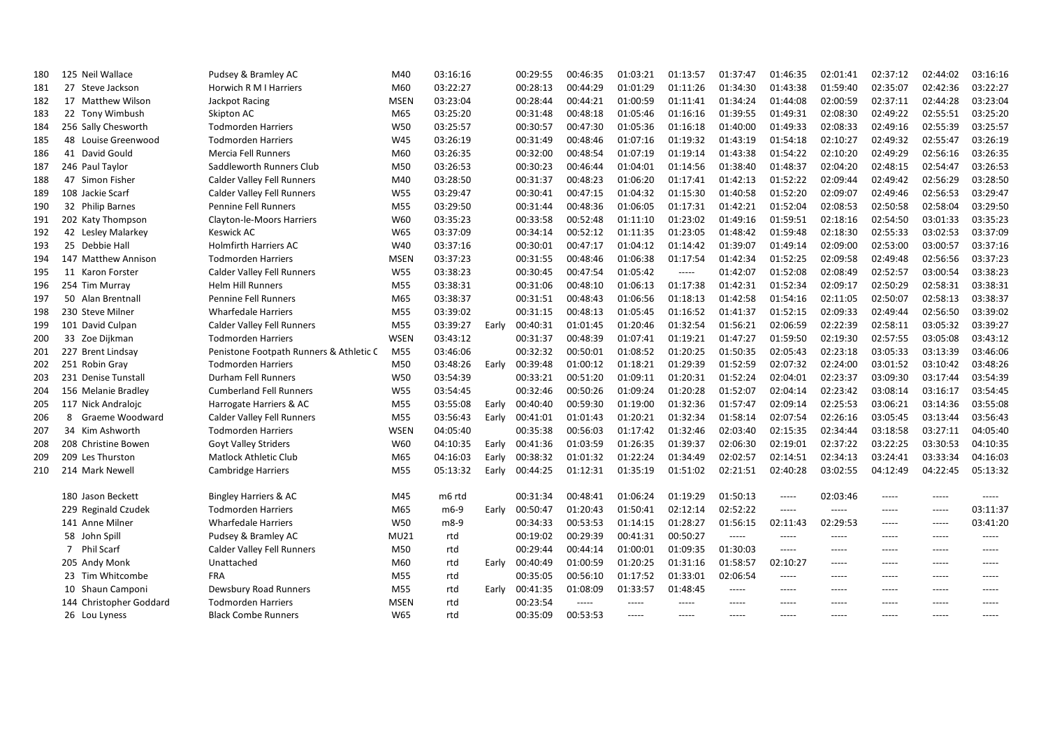| | | | | | | | | | | | | | | | | | |
|---|---|---|---|---|---|---|---|---|---|---|---|---|---|---|---|---|---|
| 180 | 125 | Neil Wallace | Pudsey & Bramley AC | M40 | 03:16:16 | | 00:29:55 | 00:46:35 | 01:03:21 | 01:13:57 | 01:37:47 | 01:46:35 | 02:01:41 | 02:37:12 | 02:44:02 | 03:16:16 |
| 181 | 27 | Steve Jackson | Horwich R M I Harriers | M60 | 03:22:27 | | 00:28:13 | 00:44:29 | 01:01:29 | 01:11:26 | 01:34:30 | 01:43:38 | 01:59:40 | 02:35:07 | 02:42:36 | 03:22:27 |
| 182 | 17 | Matthew Wilson | Jackpot Racing | MSEN | 03:23:04 | | 00:28:44 | 00:44:21 | 01:00:59 | 01:11:41 | 01:34:24 | 01:44:08 | 02:00:59 | 02:37:11 | 02:44:28 | 03:23:04 |
| 183 | 22 | Tony Wimbush | Skipton AC | M65 | 03:25:20 | | 00:31:48 | 00:48:18 | 01:05:46 | 01:16:16 | 01:39:55 | 01:49:31 | 02:08:30 | 02:49:22 | 02:55:51 | 03:25:20 |
| 184 | 256 | Sally Chesworth | Todmorden Harriers | W50 | 03:25:57 | | 00:30:57 | 00:47:30 | 01:05:36 | 01:16:18 | 01:40:00 | 01:49:33 | 02:08:33 | 02:49:16 | 02:55:39 | 03:25:57 |
| 185 | 48 | Louise Greenwood | Todmorden Harriers | W45 | 03:26:19 | | 00:31:49 | 00:48:46 | 01:07:16 | 01:19:32 | 01:43:19 | 01:54:18 | 02:10:27 | 02:49:32 | 02:55:47 | 03:26:19 |
| 186 | 41 | David Gould | Mercia Fell Runners | M60 | 03:26:35 | | 00:32:00 | 00:48:54 | 01:07:19 | 01:19:14 | 01:43:38 | 01:54:22 | 02:10:20 | 02:49:29 | 02:56:16 | 03:26:35 |
| 187 | 246 | Paul Taylor | Saddleworth Runners Club | M50 | 03:26:53 | | 00:30:23 | 00:46:44 | 01:04:01 | 01:14:56 | 01:38:40 | 01:48:37 | 02:04:20 | 02:48:15 | 02:54:47 | 03:26:53 |
| 188 | 47 | Simon Fisher | Calder Valley Fell Runners | M40 | 03:28:50 | | 00:31:37 | 00:48:23 | 01:06:20 | 01:17:41 | 01:42:13 | 01:52:22 | 02:09:44 | 02:49:42 | 02:56:29 | 03:28:50 |
| 189 | 108 | Jackie Scarf | Calder Valley Fell Runners | W55 | 03:29:47 | | 00:30:41 | 00:47:15 | 01:04:32 | 01:15:30 | 01:40:58 | 01:52:20 | 02:09:07 | 02:49:46 | 02:56:53 | 03:29:47 |
| 190 | 32 | Philip Barnes | Pennine Fell Runners | M55 | 03:29:50 | | 00:31:44 | 00:48:36 | 01:06:05 | 01:17:31 | 01:42:21 | 01:52:04 | 02:08:53 | 02:50:58 | 02:58:04 | 03:29:50 |
| 191 | 202 | Katy Thompson | Clayton-le-Moors Harriers | W60 | 03:35:23 | | 00:33:58 | 00:52:48 | 01:11:10 | 01:23:02 | 01:49:16 | 01:59:51 | 02:18:16 | 02:54:50 | 03:01:33 | 03:35:23 |
| 192 | 42 | Lesley Malarkey | Keswick AC | W65 | 03:37:09 | | 00:34:14 | 00:52:12 | 01:11:35 | 01:23:05 | 01:48:42 | 01:59:48 | 02:18:30 | 02:55:33 | 03:02:53 | 03:37:09 |
| 193 | 25 | Debbie Hall | Holmfirth Harriers AC | W40 | 03:37:16 | | 00:30:01 | 00:47:17 | 01:04:12 | 01:14:42 | 01:39:07 | 01:49:14 | 02:09:00 | 02:53:00 | 03:00:57 | 03:37:16 |
| 194 | 147 | Matthew Annison | Todmorden Harriers | MSEN | 03:37:23 | | 00:31:55 | 00:48:46 | 01:06:38 | 01:17:54 | 01:42:34 | 01:52:25 | 02:09:58 | 02:49:48 | 02:56:56 | 03:37:23 |
| 195 | 11 | Karon Forster | Calder Valley Fell Runners | W55 | 03:38:23 | | 00:30:45 | 00:47:54 | 01:05:42 | ----- | 01:42:07 | 01:52:08 | 02:08:49 | 02:52:57 | 03:00:54 | 03:38:23 |
| 196 | 254 | Tim Murray | Helm Hill Runners | M55 | 03:38:31 | | 00:31:06 | 00:48:10 | 01:06:13 | 01:17:38 | 01:42:31 | 01:52:34 | 02:09:17 | 02:50:29 | 02:58:31 | 03:38:31 |
| 197 | 50 | Alan Brentnall | Pennine Fell Runners | M65 | 03:38:37 | | 00:31:51 | 00:48:43 | 01:06:56 | 01:18:13 | 01:42:58 | 01:54:16 | 02:11:05 | 02:50:07 | 02:58:13 | 03:38:37 |
| 198 | 230 | Steve Milner | Wharfedale Harriers | M55 | 03:39:02 | | 00:31:15 | 00:48:13 | 01:05:45 | 01:16:52 | 01:41:37 | 01:52:15 | 02:09:33 | 02:49:44 | 02:56:50 | 03:39:02 |
| 199 | 101 | David Culpan | Calder Valley Fell Runners | M55 | 03:39:27 | Early | 00:40:31 | 01:01:45 | 01:20:46 | 01:32:54 | 01:56:21 | 02:06:59 | 02:22:39 | 02:58:11 | 03:05:32 | 03:39:27 |
| 200 | 33 | Zoe Dijkman | Todmorden Harriers | WSEN | 03:43:12 | | 00:31:37 | 00:48:39 | 01:07:41 | 01:19:21 | 01:47:27 | 01:59:50 | 02:19:30 | 02:57:55 | 03:05:08 | 03:43:12 |
| 201 | 227 | Brent Lindsay | Penistone Footpath Runners & Athletic C | M55 | 03:46:06 | | 00:32:32 | 00:50:01 | 01:08:52 | 01:20:25 | 01:50:35 | 02:05:43 | 02:23:18 | 03:05:33 | 03:13:39 | 03:46:06 |
| 202 | 251 | Robin Gray | Todmorden Harriers | M50 | 03:48:26 | Early | 00:39:48 | 01:00:12 | 01:18:21 | 01:29:39 | 01:52:59 | 02:07:32 | 02:24:00 | 03:01:52 | 03:10:42 | 03:48:26 |
| 203 | 231 | Denise Tunstall | Durham Fell Runners | W50 | 03:54:39 | | 00:33:21 | 00:51:20 | 01:09:11 | 01:20:31 | 01:52:24 | 02:04:01 | 02:23:37 | 03:09:30 | 03:17:44 | 03:54:39 |
| 204 | 156 | Melanie Bradley | Cumberland Fell Runners | W55 | 03:54:45 | | 00:32:46 | 00:50:26 | 01:09:24 | 01:20:28 | 01:52:07 | 02:04:14 | 02:23:42 | 03:08:14 | 03:16:17 | 03:54:45 |
| 205 | 117 | Nick Andralojc | Harrogate Harriers & AC | M55 | 03:55:08 | Early | 00:40:40 | 00:59:30 | 01:19:00 | 01:32:36 | 01:57:47 | 02:09:14 | 02:25:53 | 03:06:21 | 03:14:36 | 03:55:08 |
| 206 | 8 | Graeme Woodward | Calder Valley Fell Runners | M55 | 03:56:43 | Early | 00:41:01 | 01:01:43 | 01:20:21 | 01:32:34 | 01:58:14 | 02:07:54 | 02:26:16 | 03:05:45 | 03:13:44 | 03:56:43 |
| 207 | 34 | Kim Ashworth | Todmorden Harriers | WSEN | 04:05:40 | | 00:35:38 | 00:56:03 | 01:17:42 | 01:32:46 | 02:03:40 | 02:15:35 | 02:34:44 | 03:18:58 | 03:27:11 | 04:05:40 |
| 208 | 208 | Christine Bowen | Goyt Valley Striders | W60 | 04:10:35 | Early | 00:41:36 | 01:03:59 | 01:26:35 | 01:39:37 | 02:06:30 | 02:19:01 | 02:37:22 | 03:22:25 | 03:30:53 | 04:10:35 |
| 209 | 209 | Les Thurston | Matlock Athletic Club | M65 | 04:16:03 | Early | 00:38:32 | 01:01:32 | 01:22:24 | 01:34:49 | 02:02:57 | 02:14:51 | 02:34:13 | 03:24:41 | 03:33:34 | 04:16:03 |
| 210 | 214 | Mark Newell | Cambridge Harriers | M55 | 05:13:32 | Early | 00:44:25 | 01:12:31 | 01:35:19 | 01:51:02 | 02:21:51 | 02:40:28 | 03:02:55 | 04:12:49 | 04:22:45 | 05:13:32 |
| | 180 | Jason Beckett | Bingley Harriers & AC | M45 | m6 rtd | | 00:31:34 | 00:48:41 | 01:06:24 | 01:19:29 | 01:50:13 | ----- | 02:03:46 | ----- | ----- | ----- |
| | 229 | Reginald Czudek | Todmorden Harriers | M65 | m6-9 | Early | 00:50:47 | 01:20:43 | 01:50:41 | 02:12:14 | 02:52:22 | ----- | ----- | ----- | ----- | 03:11:37 |
| | 141 | Anne Milner | Wharfedale Harriers | W50 | m8-9 | | 00:34:33 | 00:53:53 | 01:14:15 | 01:28:27 | 01:56:15 | 02:11:43 | 02:29:53 | ----- | ----- | 03:41:20 |
| | 58 | John Spill | Pudsey & Bramley AC | MU21 | rtd | | 00:19:02 | 00:29:39 | 00:41:31 | 00:50:27 | ----- | ----- | ----- | ----- | ----- | ----- |
| | 7 | Phil Scarf | Calder Valley Fell Runners | M50 | rtd | | 00:29:44 | 00:44:14 | 01:00:01 | 01:09:35 | 01:30:03 | ----- | ----- | ----- | ----- | ----- |
| | 205 | Andy Monk | Unattached | M60 | rtd | Early | 00:40:49 | 01:00:59 | 01:20:25 | 01:31:16 | 01:58:57 | 02:10:27 | ----- | ----- | ----- | ----- |
| | 23 | Tim Whitcombe | FRA | M55 | rtd | | 00:35:05 | 00:56:10 | 01:17:52 | 01:33:01 | 02:06:54 | ----- | ----- | ----- | ----- | ----- |
| | 10 | Shaun Camponi | Dewsbury Road Runners | M55 | rtd | Early | 00:41:35 | 01:08:09 | 01:33:57 | 01:48:45 | ----- | ----- | ----- | ----- | ----- | ----- |
| | 144 | Christopher Goddard | Todmorden Harriers | MSEN | rtd | | 00:23:54 | ----- | ----- | ----- | ----- | ----- | ----- | ----- | ----- | ----- |
| | 26 | Lou Lyness | Black Combe Runners | W65 | rtd | | 00:35:09 | 00:53:53 | ----- | ----- | ----- | ----- | ----- | ----- | ----- | ----- |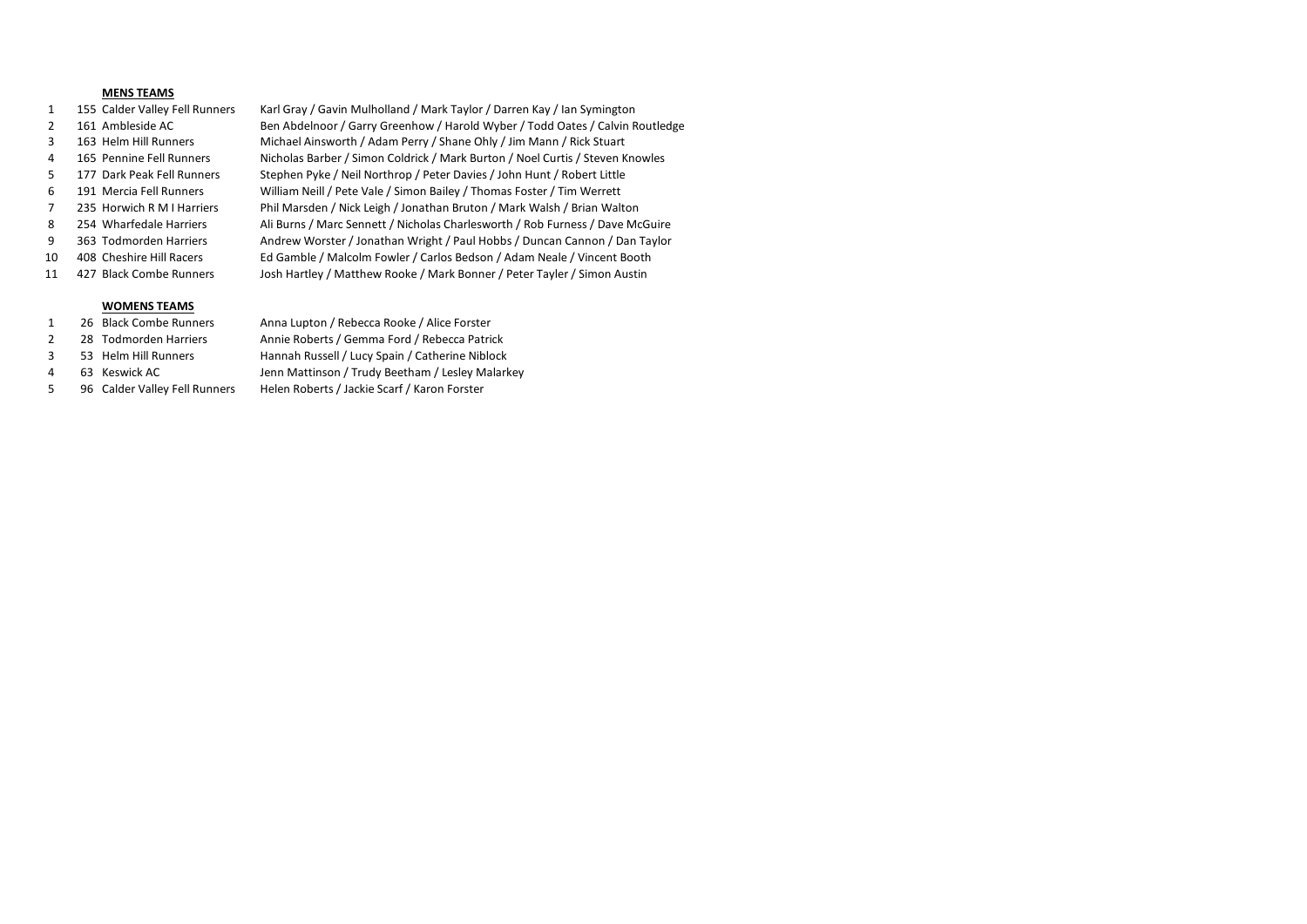**MENS TEAMS**

| | | | |
|---|---|---|---|
| 1 | 155 | Calder Valley Fell Runners | Karl Gray / Gavin Mulholland / Mark Taylor / Darren Kay / Ian Symington |
| 2 | 161 | Ambleside AC | Ben Abdelnoor / Garry Greenhow / Harold Wyber / Todd Oates / Calvin Routledge |
| 3 | 163 | Helm Hill Runners | Michael Ainsworth / Adam Perry / Shane Ohly / Jim Mann / Rick Stuart |
| 4 | 165 | Pennine Fell Runners | Nicholas Barber / Simon Coldrick / Mark Burton / Noel Curtis / Steven Knowles |
| 5 | 177 | Dark Peak Fell Runners | Stephen Pyke / Neil Northrop / Peter Davies / John Hunt / Robert Little |
| 6 | 191 | Mercia Fell Runners | William Neill / Pete Vale / Simon Bailey / Thomas Foster / Tim Werrett |
| 7 | 235 | Horwich R M I Harriers | Phil Marsden / Nick Leigh / Jonathan Bruton / Mark Walsh / Brian Walton |
| 8 | 254 | Wharfedale Harriers | Ali Burns / Marc Sennett / Nicholas Charlesworth / Rob Furness / Dave McGuire |
| 9 | 363 | Todmorden Harriers | Andrew Worster / Jonathan Wright / Paul Hobbs / Duncan Cannon / Dan Taylor |
| 10 | 408 | Cheshire Hill Racers | Ed Gamble / Malcolm Fowler / Carlos Bedson / Adam Neale / Vincent Booth |
| 11 | 427 | Black Combe Runners | Josh Hartley / Matthew Rooke / Mark Bonner / Peter Tayler / Simon Austin |

**WOMENS TEAMS**

| | | | |
|---|---|---|---|
| 1 | 26 | Black Combe Runners | Anna Lupton / Rebecca Rooke / Alice Forster |
| 2 | 28 | Todmorden Harriers | Annie Roberts / Gemma Ford / Rebecca Patrick |
| 3 | 53 | Helm Hill Runners | Hannah Russell / Lucy Spain / Catherine Niblock |
| 4 | 63 | Keswick AC | Jenn Mattinson / Trudy Beetham / Lesley Malarkey |
| 5 | 96 | Calder Valley Fell Runners | Helen Roberts / Jackie Scarf / Karon Forster |